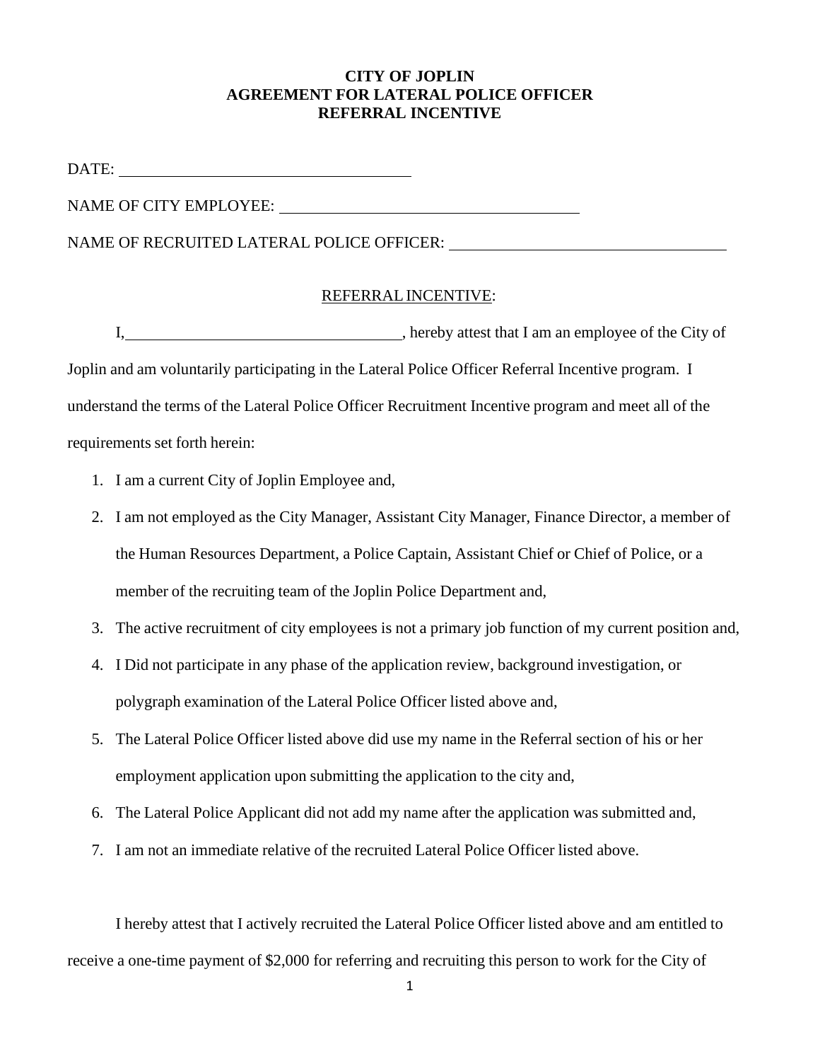**CITY OF JOPLIN**
**AGREEMENT FOR LATERAL POLICE OFFICER**
**REFERRAL INCENTIVE**

DATE: ____________________________________

NAME OF CITY EMPLOYEE: ____________________________________

NAME OF RECRUITED LATERAL POLICE OFFICER: ____________________________________

REFERRAL INCENTIVE:

I, ____________________________________, hereby attest that I am an employee of the City of Joplin and am voluntarily participating in the Lateral Police Officer Referral Incentive program. I understand the terms of the Lateral Police Officer Recruitment Incentive program and meet all of the requirements set forth herein:

1. I am a current City of Joplin Employee and,
2. I am not employed as the City Manager, Assistant City Manager, Finance Director, a member of the Human Resources Department, a Police Captain, Assistant Chief or Chief of Police, or a member of the recruiting team of the Joplin Police Department and,
3. The active recruitment of city employees is not a primary job function of my current position and,
4. I Did not participate in any phase of the application review, background investigation, or polygraph examination of the Lateral Police Officer listed above and,
5. The Lateral Police Officer listed above did use my name in the Referral section of his or her employment application upon submitting the application to the city and,
6. The Lateral Police Applicant did not add my name after the application was submitted and,
7. I am not an immediate relative of the recruited Lateral Police Officer listed above.

I hereby attest that I actively recruited the Lateral Police Officer listed above and am entitled to receive a one-time payment of $2,000 for referring and recruiting this person to work for the City of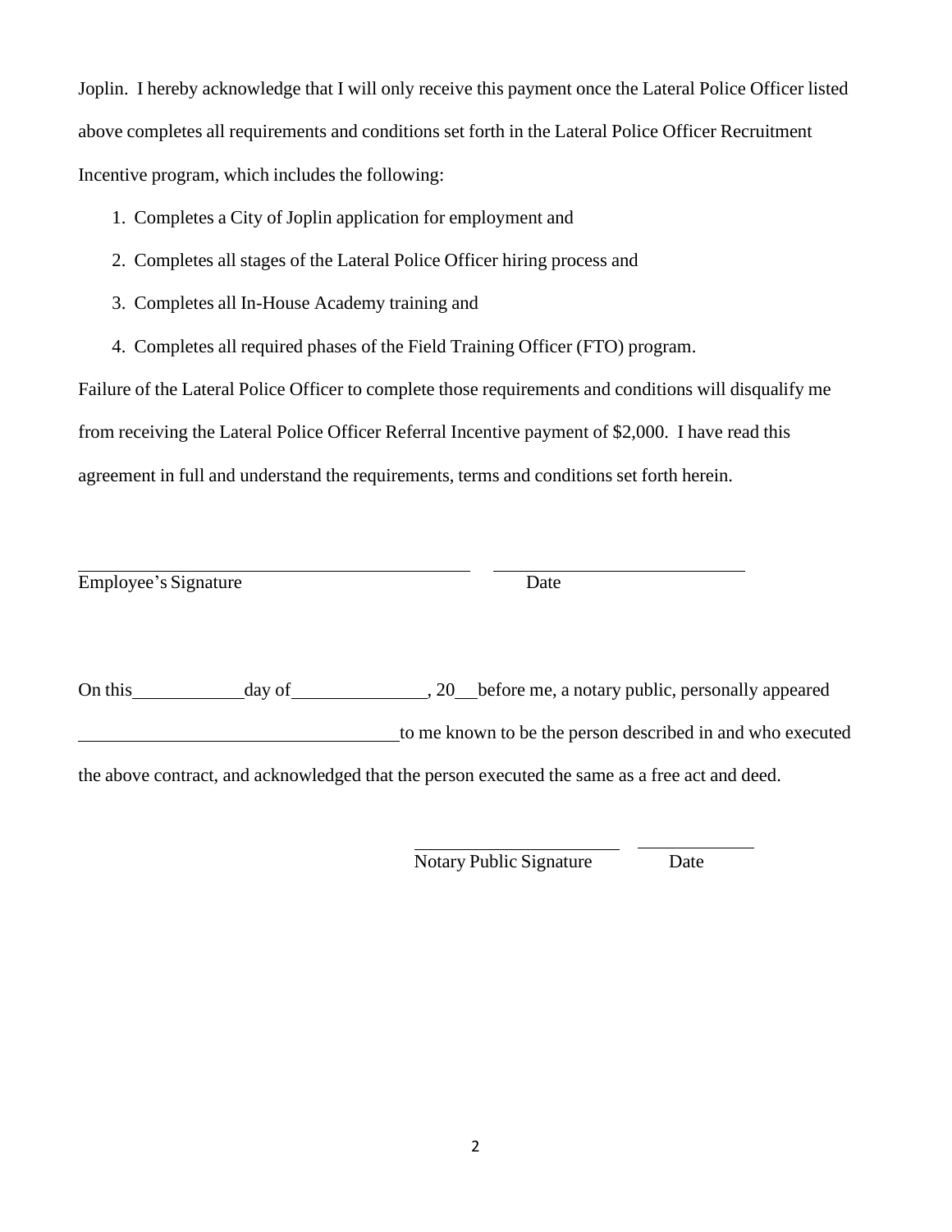Joplin. I hereby acknowledge that I will only receive this payment once the Lateral Police Officer listed above completes all requirements and conditions set forth in the Lateral Police Officer Recruitment Incentive program, which includes the following:

1. Completes a City of Joplin application for employment and
2. Completes all stages of the Lateral Police Officer hiring process and
3. Completes all In-House Academy training and
4. Completes all required phases of the Field Training Officer (FTO) program.

Failure of the Lateral Police Officer to complete those requirements and conditions will disqualify me from receiving the Lateral Police Officer Referral Incentive payment of $2,000. I have read this agreement in full and understand the requirements, terms and conditions set forth herein.

\_\_\_\_\_\_\_\_\_\_\_\_\_\_\_\_\_\_\_\_\_\_\_\_\_\_\_\_\_\_\_\_\_\_\_\_ \_\_\_\_\_\_\_\_\_\_\_\_\_\_\_\_\_\_\_\_\_\_\_\_
Employee's Signature Date

On this\_\_\_\_\_\_\_\_\_\_day of\_\_\_\_\_\_\_\_\_\_\_\_, 20\_\_before me, a notary public, personally appeared \_\_\_\_\_\_\_\_\_\_\_\_\_\_\_\_\_\_\_\_\_\_\_\_\_\_\_\_\_\_to me known to be the person described in and who executed the above contract, and acknowledged that the person executed the same as a free act and deed.

\_\_\_\_\_\_\_\_\_\_\_\_\_\_\_\_\_\_\_\_ \_\_\_\_\_\_\_\_\_\_
Notary Public Signature Date